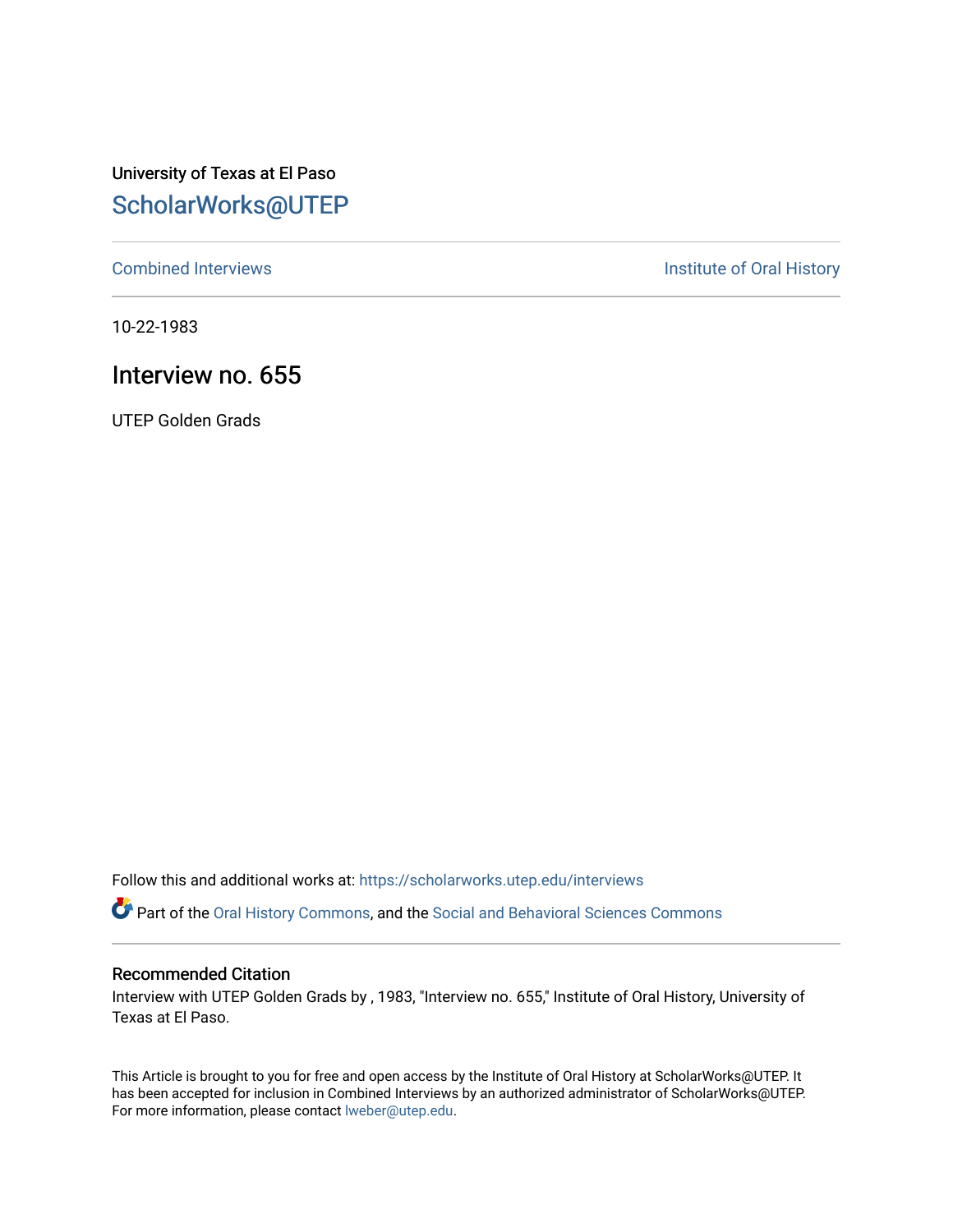University of Texas at El Paso

# ScholarWorks@UTEP

Combined Interviews | Institute of Oral History

10-22-1983

## Interview no. 655

UTEP Golden Grads

Follow this and additional works at: https://scholarworks.utep.edu/interviews

Part of the Oral History Commons, and the Social and Behavioral Sciences Commons

### Recommended Citation

Interview with UTEP Golden Grads by , 1983, "Interview no. 655," Institute of Oral History, University of Texas at El Paso.

This Article is brought to you for free and open access by the Institute of Oral History at ScholarWorks@UTEP. It has been accepted for inclusion in Combined Interviews by an authorized administrator of ScholarWorks@UTEP. For more information, please contact lweber@utep.edu.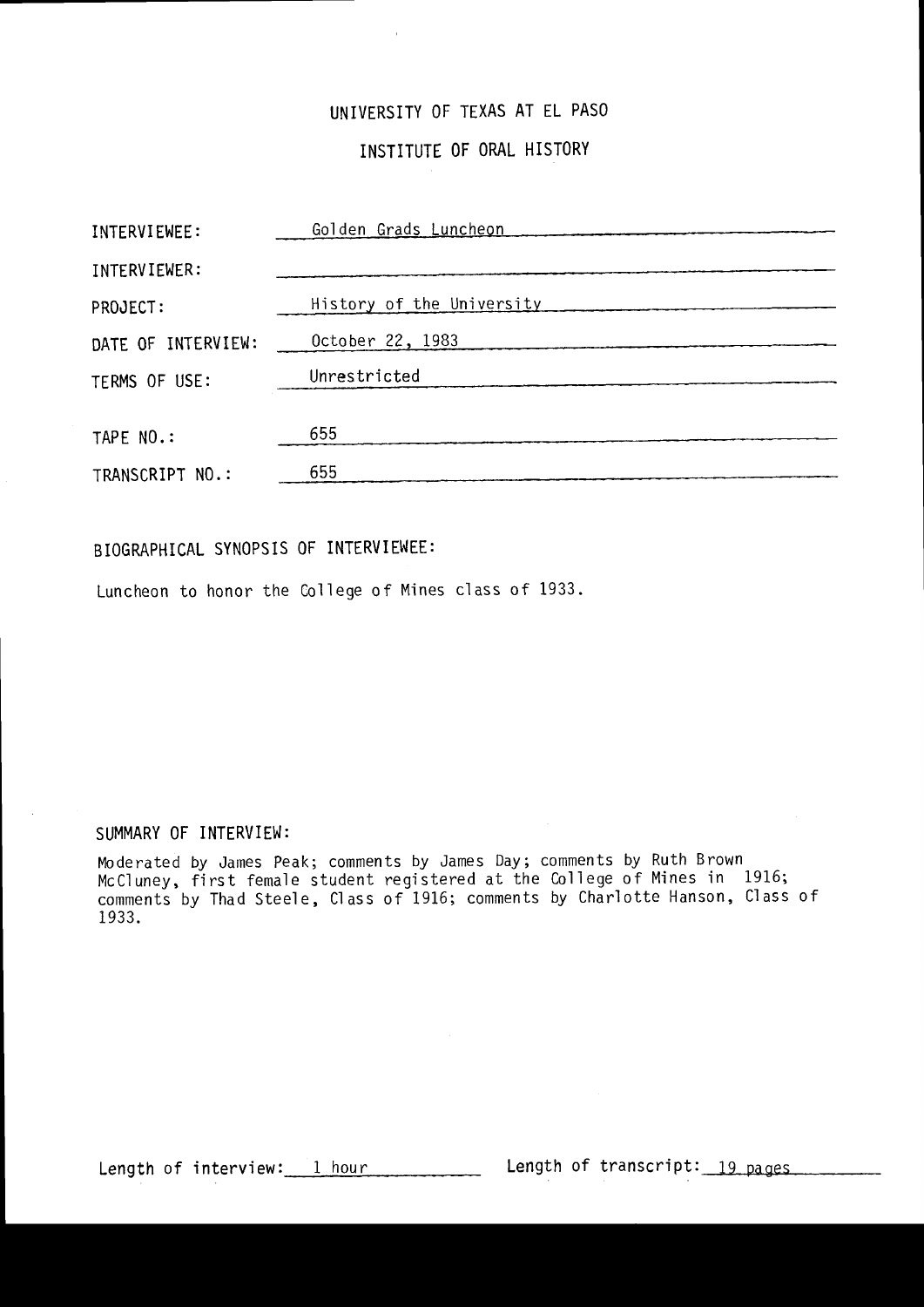# UNIVERSITY OF TEXAS AT EL PASO

## INSTITUTE OF ORAL HISTORY

| | |
|---|---|
| INTERVIEWEE: | Golden Grads Luncheon |
| INTERVIEWER: | |
| PROJECT: | History of the University |
| DATE OF INTERVIEW: | October 22, 1983 |
| TERMS OF USE: | Unrestricted |
| TAPE NO.: | 655 |
| TRANSCRIPT NO.: | 655 |

BIOGRAPHICAL SYNOPSIS OF INTERVIEWEE:

Luncheon to honor the College of Mines class of 1933.

SUMMARY OF INTERVIEW:

Moderated by James Peak; comments by James Day; comments by Ruth Brown McCluney, first female student registered at the College of Mines in 1916; comments by Thad Steele, Class of 1916; comments by Charlotte Hanson, Class of 1933.

Length of interview: 1 hour Length of transcript: 19 pages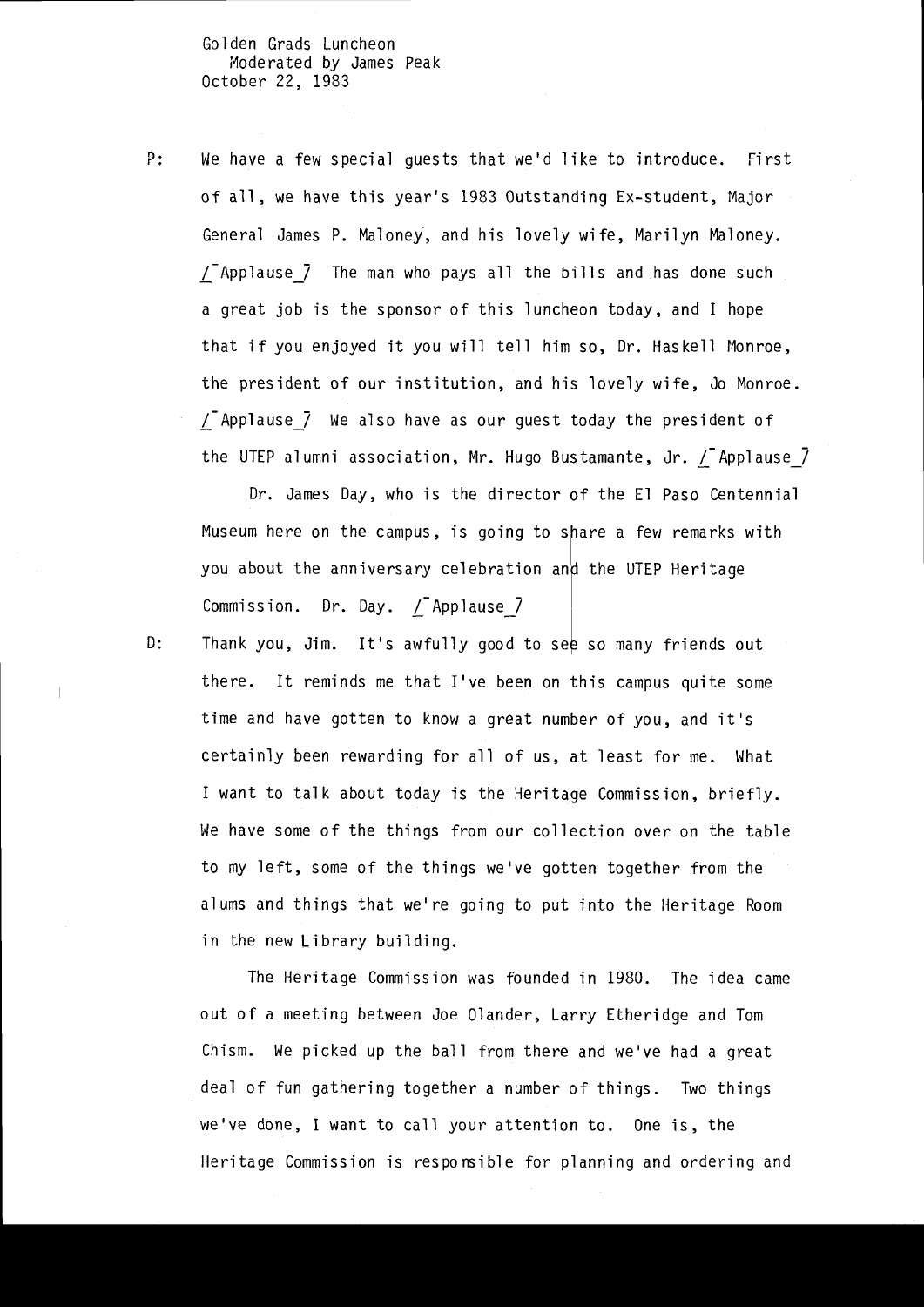Golden Grads Luncheon
Moderated by James Peak
October 22, 1983

P: We have a few special guests that we'd like to introduce. First of all, we have this year's 1983 Outstanding Ex-student, Major General James P. Maloney, and his lovely wife, Marilyn Maloney. /Applause/ The man who pays all the bills and has done such a great job is the sponsor of this luncheon today, and I hope that if you enjoyed it you will tell him so, Dr. Haskell Monroe, the president of our institution, and his lovely wife, Jo Monroe. /Applause/ We also have as our guest today the president of the UTEP alumni association, Mr. Hugo Bustamante, Jr. /Applause/

Dr. James Day, who is the director of the El Paso Centennial Museum here on the campus, is going to share a few remarks with you about the anniversary celebration and the UTEP Heritage Commission. Dr. Day. /Applause/

D: Thank you, Jim. It's awfully good to see so many friends out there. It reminds me that I've been on this campus quite some time and have gotten to know a great number of you, and it's certainly been rewarding for all of us, at least for me. What I want to talk about today is the Heritage Commission, briefly. We have some of the things from our collection over on the table to my left, some of the things we've gotten together from the alums and things that we're going to put into the Heritage Room in the new Library building.

The Heritage Commission was founded in 1980. The idea came out of a meeting between Joe Olander, Larry Etheridge and Tom Chism. We picked up the ball from there and we've had a great deal of fun gathering together a number of things. Two things we've done, I want to call your attention to. One is, the Heritage Commission is responsible for planning and ordering and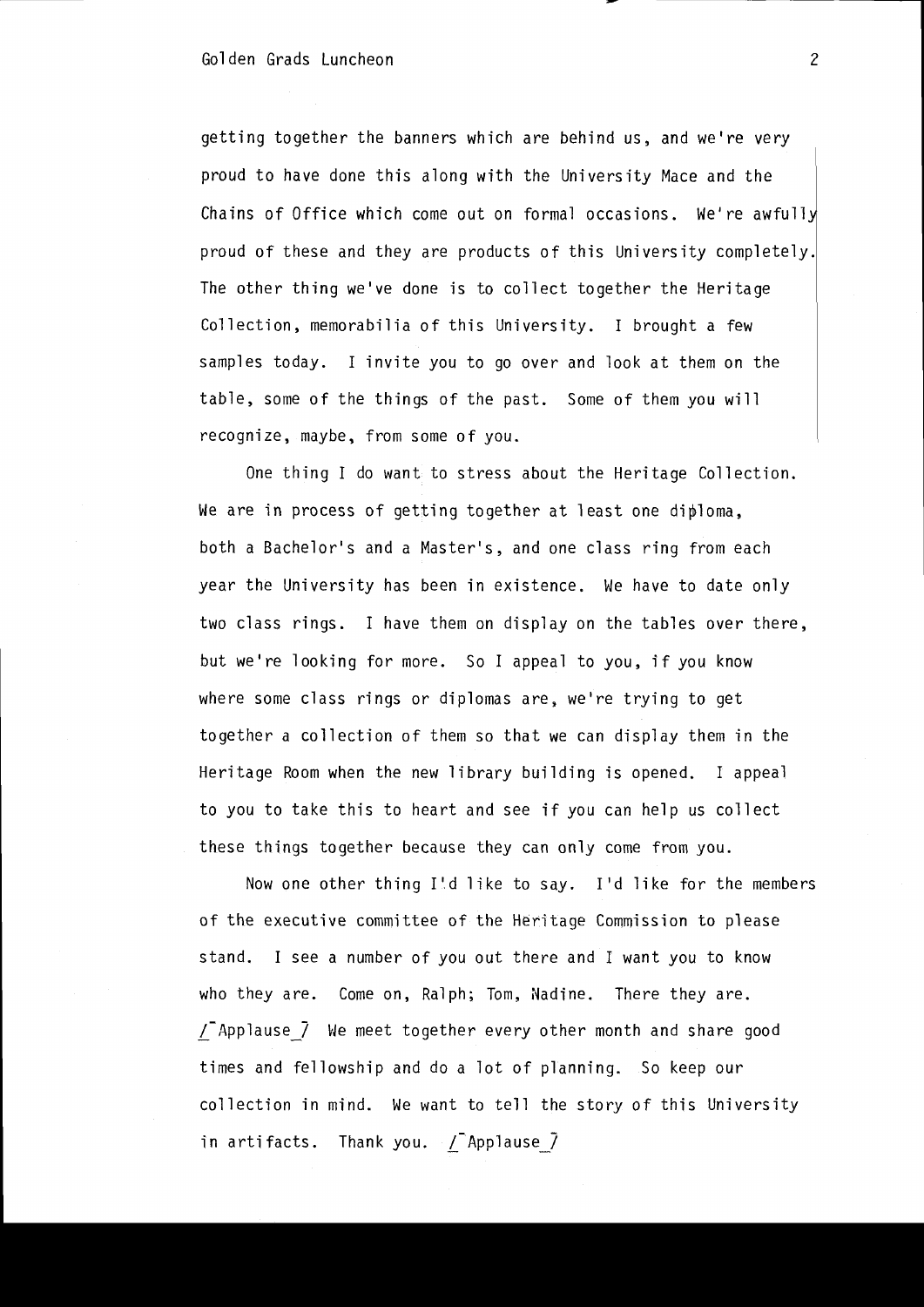getting together the banners which are behind us, and we're very proud to have done this along with the University Mace and the Chains of Office which come out on formal occasions. We're awfully proud of these and they are products of this University completely. The other thing we've done is to collect together the Heritage Collection, memorabilia of this University. I brought a few samples today. I invite you to go over and look at them on the table, some of the things of the past. Some of them you will recognize, maybe, from some of you.

One thing I do want to stress about the Heritage Collection. We are in process of getting together at least one diploma, both a Bachelor's and a Master's, and one class ring from each year the University has been in existence. We have to date only two class rings. I have them on display on the tables over there, but we're looking for more. So I appeal to you, if you know where some class rings or diplomas are, we're trying to get together a collection of them so that we can display them in the Heritage Room when the new library building is opened. I appeal to you to take this to heart and see if you can help us collect these things together because they can only come from you.

Now one other thing I'd like to say. I'd like for the members of the executive committee of the Heritage Commission to please stand. I see a number of you out there and I want you to know who they are. Come on, Ralph; Tom, Nadine. There they are. /_Applause_/ We meet together every other month and share good times and fellowship and do a lot of planning. So keep our collection in mind. We want to tell the story of this University in artifacts. Thank you. /_Applause_/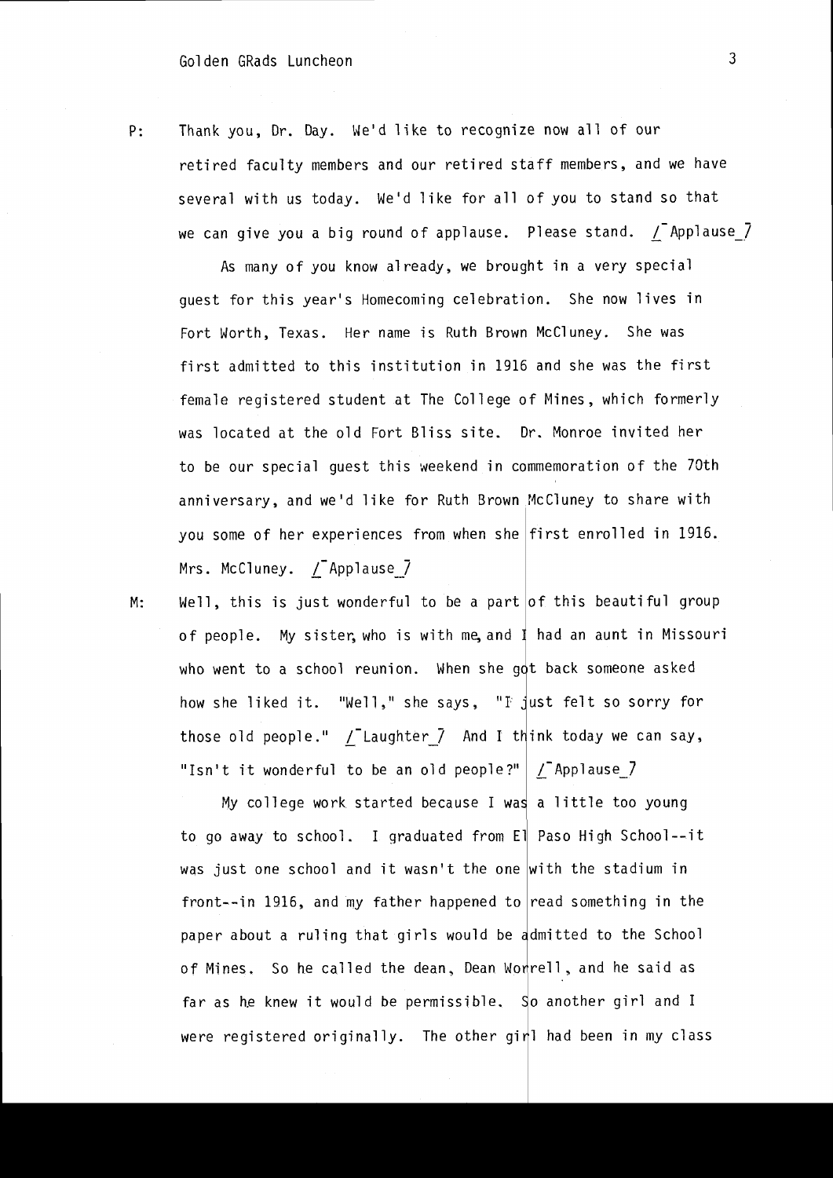P: Thank you, Dr. Day. We'd like to recognize now all of our retired faculty members and our retired staff members, and we have several with us today. We'd like for all of you to stand so that we can give you a big round of applause. Please stand. /_Applause_7

As many of you know already, we brought in a very special guest for this year's Homecoming celebration. She now lives in Fort Worth, Texas. Her name is Ruth Brown McCluney. She was first admitted to this institution in 1916 and she was the first female registered student at The College of Mines, which formerly was located at the old Fort Bliss site. Dr. Monroe invited her to be our special guest this weekend in commemoration of the 70th anniversary, and we'd like for Ruth Brown McCluney to share with you some of her experiences from when she first enrolled in 1916. Mrs. McCluney. /_Applause_7

M: Well, this is just wonderful to be a part of this beautiful group of people. My sister, who is with me, and I had an aunt in Missouri who went to a school reunion. When she got back someone asked how she liked it. "Well," she says, "I just felt so sorry for those old people." /_Laughter_7 And I think today we can say, "Isn't it wonderful to be an old people?" /_Applause_7

My college work started because I was a little too young to go away to school. I graduated from El Paso High School--it was just one school and it wasn't the one with the stadium in front--in 1916, and my father happened to read something in the paper about a ruling that girls would be admitted to the School of Mines. So he called the dean, Dean Worrell, and he said as far as he knew it would be permissible. So another girl and I were registered originally. The other girl had been in my class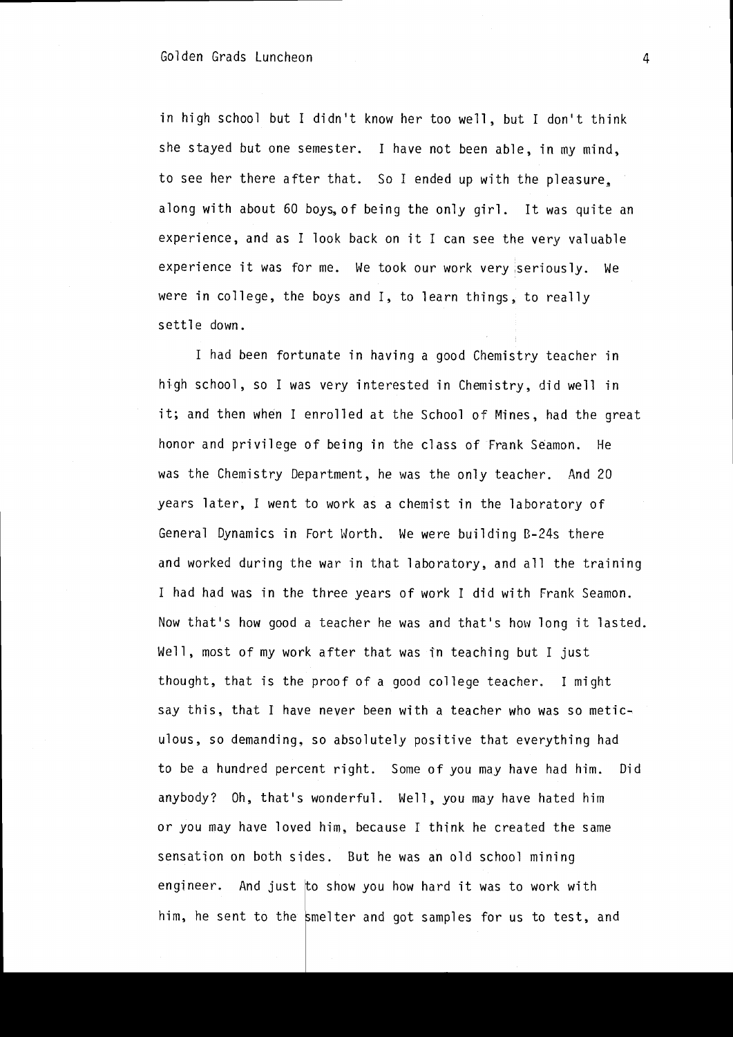in high school but I didn't know her too well, but I don't think she stayed but one semester. I have not been able, in my mind, to see her there after that. So I ended up with the pleasure, along with about 60 boys, of being the only girl. It was quite an experience, and as I look back on it I can see the very valuable experience it was for me. We took our work very seriously. We were in college, the boys and I, to learn things, to really settle down.

I had been fortunate in having a good Chemistry teacher in high school, so I was very interested in Chemistry, did well in it; and then when I enrolled at the School of Mines, had the great honor and privilege of being in the class of Frank Seamon. He was the Chemistry Department, he was the only teacher. And 20 years later, I went to work as a chemist in the laboratory of General Dynamics in Fort Worth. We were building B-24s there and worked during the war in that laboratory, and all the training I had had was in the three years of work I did with Frank Seamon. Now that's how good a teacher he was and that's how long it lasted. Well, most of my work after that was in teaching but I just thought, that is the proof of a good college teacher. I might say this, that I have never been with a teacher who was so meticulous, so demanding, so absolutely positive that everything had to be a hundred percent right. Some of you may have had him. Did anybody? Oh, that's wonderful. Well, you may have hated him or you may have loved him, because I think he created the same sensation on both sides. But he was an old school mining engineer. And just to show you how hard it was to work with him, he sent to the smelter and got samples for us to test, and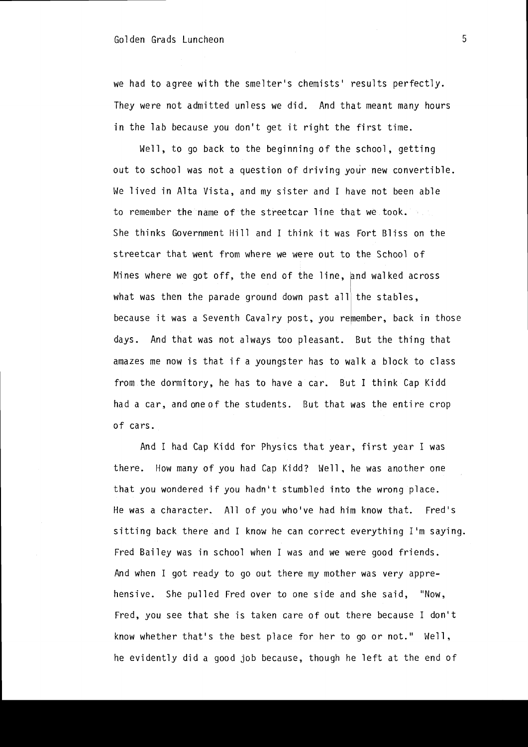we had to agree with the smelter's chemists' results perfectly. They were not admitted unless we did. And that meant many hours in the lab because you don't get it right the first time.

Well, to go back to the beginning of the school, getting out to school was not a question of driving your new convertible. We lived in Alta Vista, and my sister and I have not been able to remember the name of the streetcar line that we took. She thinks Government Hill and I think it was Fort Bliss on the streetcar that went from where we were out to the School of Mines where we got off, the end of the line, and walked across what was then the parade ground down past all the stables, because it was a Seventh Cavalry post, you remember, back in those days. And that was not always too pleasant. But the thing that amazes me now is that if a youngster has to walk a block to class from the dormitory, he has to have a car. But I think Cap Kidd had a car, and one of the students. But that was the entire crop of cars.

And I had Cap Kidd for Physics that year, first year I was there. How many of you had Cap Kidd? Well, he was another one that you wondered if you hadn't stumbled into the wrong place. He was a character. All of you who've had him know that. Fred's sitting back there and I know he can correct everything I'm saying. Fred Bailey was in school when I was and we were good friends. And when I got ready to go out there my mother was very apprehensive. She pulled Fred over to one side and she said, "Now, Fred, you see that she is taken care of out there because I don't know whether that's the best place for her to go or not." Well, he evidently did a good job because, though he left at the end of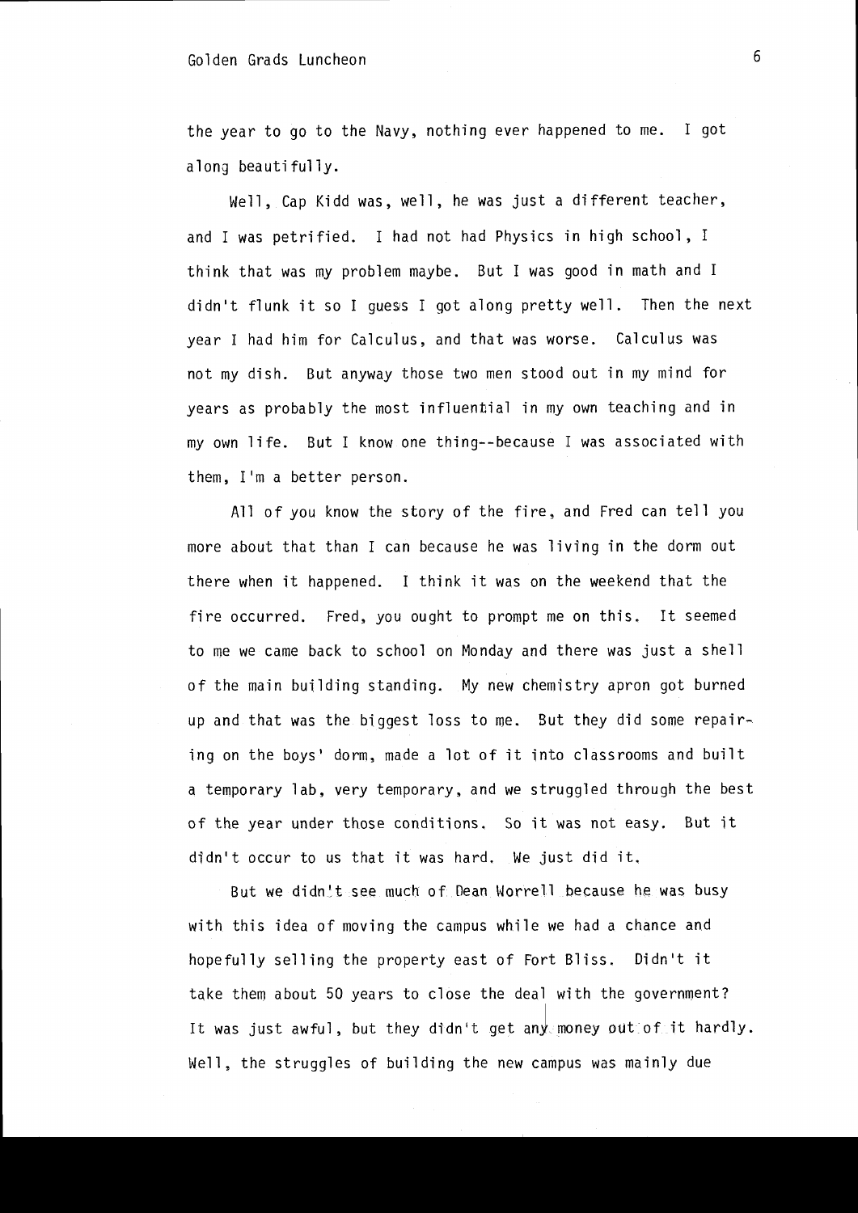the year to go to the Navy, nothing ever happened to me. I got along beautifully.

Well, Cap Kidd was, well, he was just a different teacher, and I was petrified. I had not had Physics in high school, I think that was my problem maybe. But I was good in math and I didn't flunk it so I guess I got along pretty well. Then the next year I had him for Calculus, and that was worse. Calculus was not my dish. But anyway those two men stood out in my mind for years as probably the most influential in my own teaching and in my own life. But I know one thing--because I was associated with them, I'm a better person.

All of you know the story of the fire, and Fred can tell you more about that than I can because he was living in the dorm out there when it happened. I think it was on the weekend that the fire occurred. Fred, you ought to prompt me on this. It seemed to me we came back to school on Monday and there was just a shell of the main building standing. My new chemistry apron got burned up and that was the biggest loss to me. But they did some repairing on the boys' dorm, made a lot of it into classrooms and built a temporary lab, very temporary, and we struggled through the best of the year under those conditions. So it was not easy. But it didn't occur to us that it was hard. We just did it.

But we didn't see much of Dean Worrell because he was busy with this idea of moving the campus while we had a chance and hopefully selling the property east of Fort Bliss. Didn't it take them about 50 years to close the deal with the government? It was just awful, but they didn't get any money out of it hardly. Well, the struggles of building the new campus was mainly due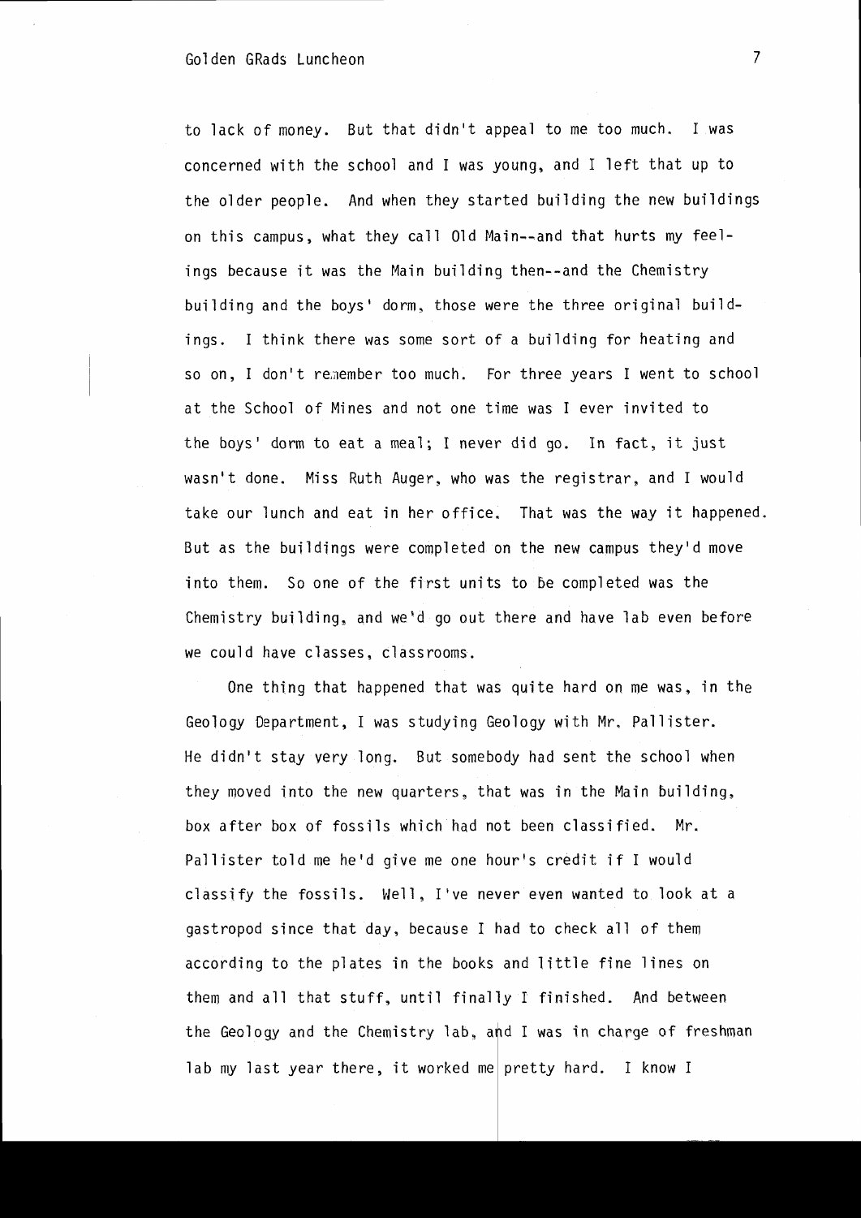to lack of money. But that didn't appeal to me too much. I was concerned with the school and I was young, and I left that up to the older people. And when they started building the new buildings on this campus, what they call Old Main--and that hurts my feelings because it was the Main building then--and the Chemistry building and the boys' dorm, those were the three original buildings. I think there was some sort of a building for heating and so on, I don't remember too much. For three years I went to school at the School of Mines and not one time was I ever invited to the boys' dorm to eat a meal; I never did go. In fact, it just wasn't done. Miss Ruth Auger, who was the registrar, and I would take our lunch and eat in her office. That was the way it happened. But as the buildings were completed on the new campus they'd move into them. So one of the first units to be completed was the Chemistry building, and we'd go out there and have lab even before we could have classes, classrooms.

One thing that happened that was quite hard on me was, in the Geology Department, I was studying Geology with Mr. Pallister. He didn't stay very long. But somebody had sent the school when they moved into the new quarters, that was in the Main building, box after box of fossils which had not been classified. Mr. Pallister told me he'd give me one hour's credit if I would classify the fossils. Well, I've never even wanted to look at a gastropod since that day, because I had to check all of them according to the plates in the books and little fine lines on them and all that stuff, until finally I finished. And between the Geology and the Chemistry lab, and I was in charge of freshman lab my last year there, it worked me pretty hard. I know I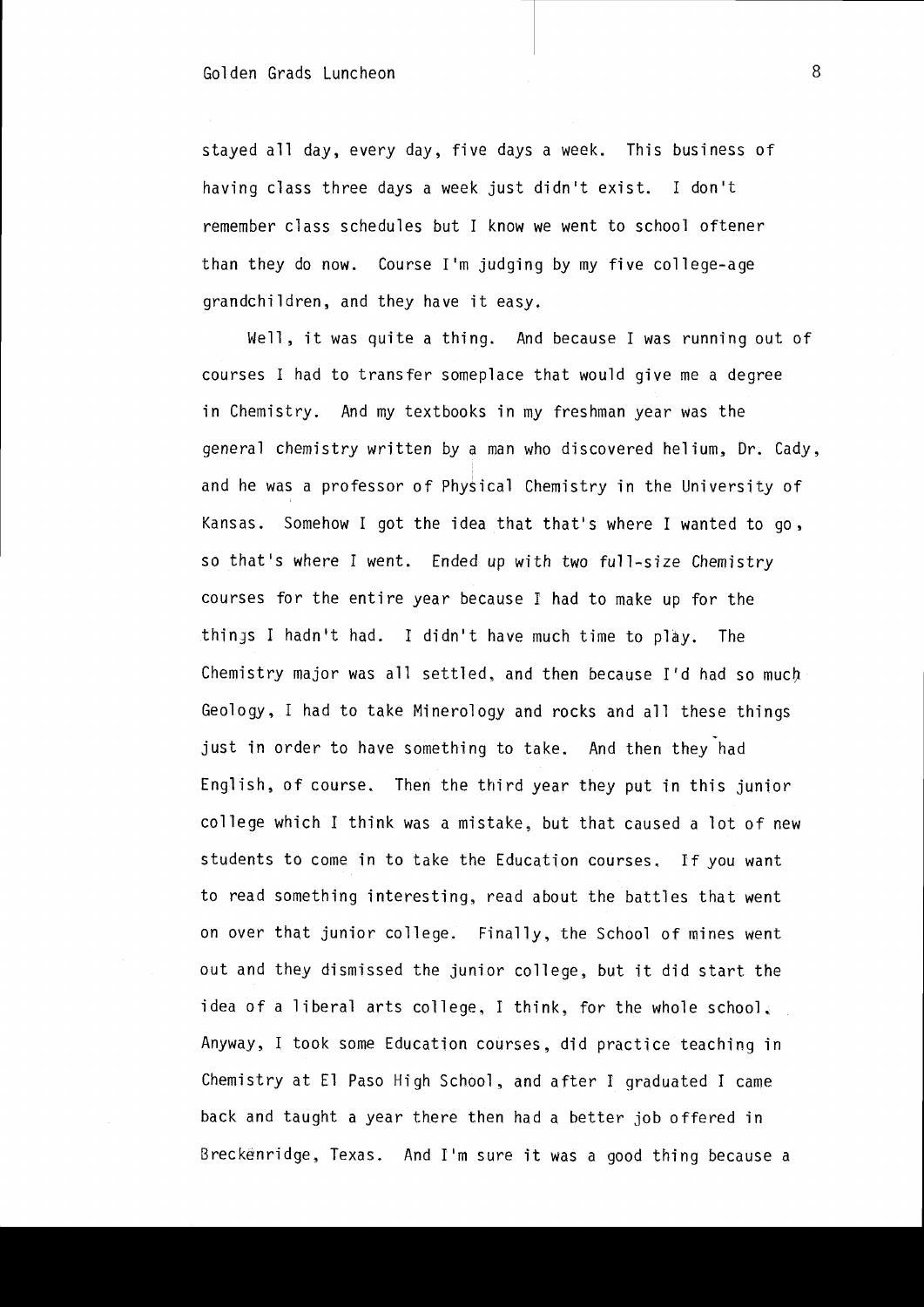stayed all day, every day, five days a week. This business of having class three days a week just didn't exist. I don't remember class schedules but I know we went to school oftener than they do now. Course I'm judging by my five college-age grandchildren, and they have it easy.

Well, it was quite a thing. And because I was running out of courses I had to transfer someplace that would give me a degree in Chemistry. And my textbooks in my freshman year was the general chemistry written by a man who discovered helium, Dr. Cady, and he was a professor of Physical Chemistry in the University of Kansas. Somehow I got the idea that that's where I wanted to go, so that's where I went. Ended up with two full-size Chemistry courses for the entire year because I had to make up for the things I hadn't had. I didn't have much time to play. The Chemistry major was all settled, and then because I'd had so much Geology, I had to take Minerology and rocks and all these things just in order to have something to take. And then they had English, of course. Then the third year they put in this junior college which I think was a mistake, but that caused a lot of new students to come in to take the Education courses. If you want to read something interesting, read about the battles that went on over that junior college. Finally, the School of mines went out and they dismissed the junior college, but it did start the idea of a liberal arts college, I think, for the whole school. Anyway, I took some Education courses, did practice teaching in Chemistry at El Paso High School, and after I graduated I came back and taught a year there then had a better job offered in Breckenridge, Texas. And I'm sure it was a good thing because a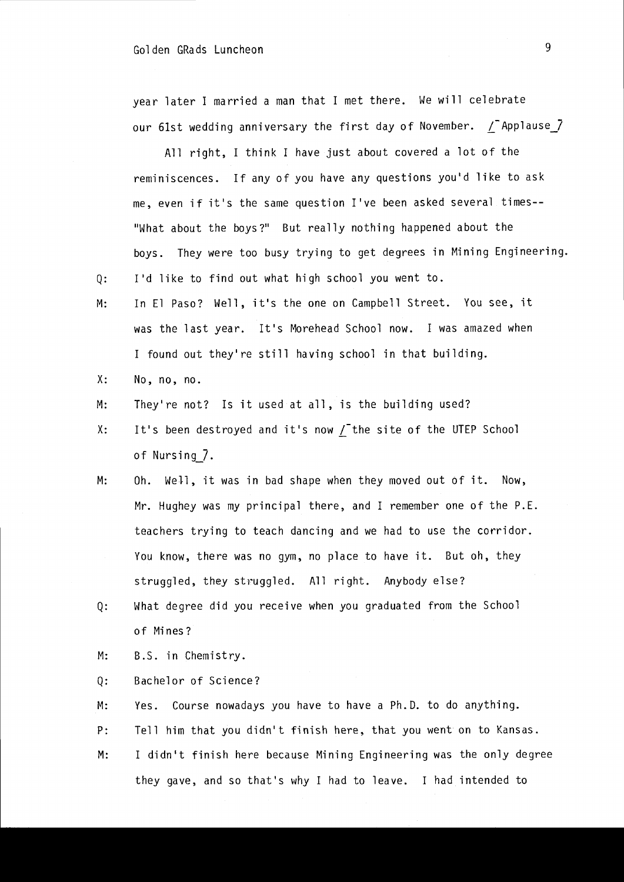year later I married a man that I met there. We will celebrate our 61st wedding anniversary the first day of November. /‾Applause_7

All right, I think I have just about covered a lot of the reminiscences. If any of you have any questions you'd like to ask me, even if it's the same question I've been asked several times-- "What about the boys?" But really nothing happened about the boys. They were too busy trying to get degrees in Mining Engineering.

Q: I'd like to find out what high school you went to.

M: In El Paso? Well, it's the one on Campbell Street. You see, it was the last year. It's Morehead School now. I was amazed when I found out they're still having school in that building.

X: No, no, no.

M: They're not? Is it used at all, is the building used?

X: It's been destroyed and it's now /‾the site of the UTEP School of Nursing_7.

M: Oh. Well, it was in bad shape when they moved out of it. Now, Mr. Hughey was my principal there, and I remember one of the P.E. teachers trying to teach dancing and we had to use the corridor. You know, there was no gym, no place to have it. But oh, they struggled, they struggled. All right. Anybody else?

Q: What degree did you receive when you graduated from the School of Mines?

M: B.S. in Chemistry.

Q: Bachelor of Science?

M: Yes. Course nowadays you have to have a Ph.D. to do anything.

P: Tell him that you didn't finish here, that you went on to Kansas.

M: I didn't finish here because Mining Engineering was the only degree they gave, and so that's why I had to leave. I had intended to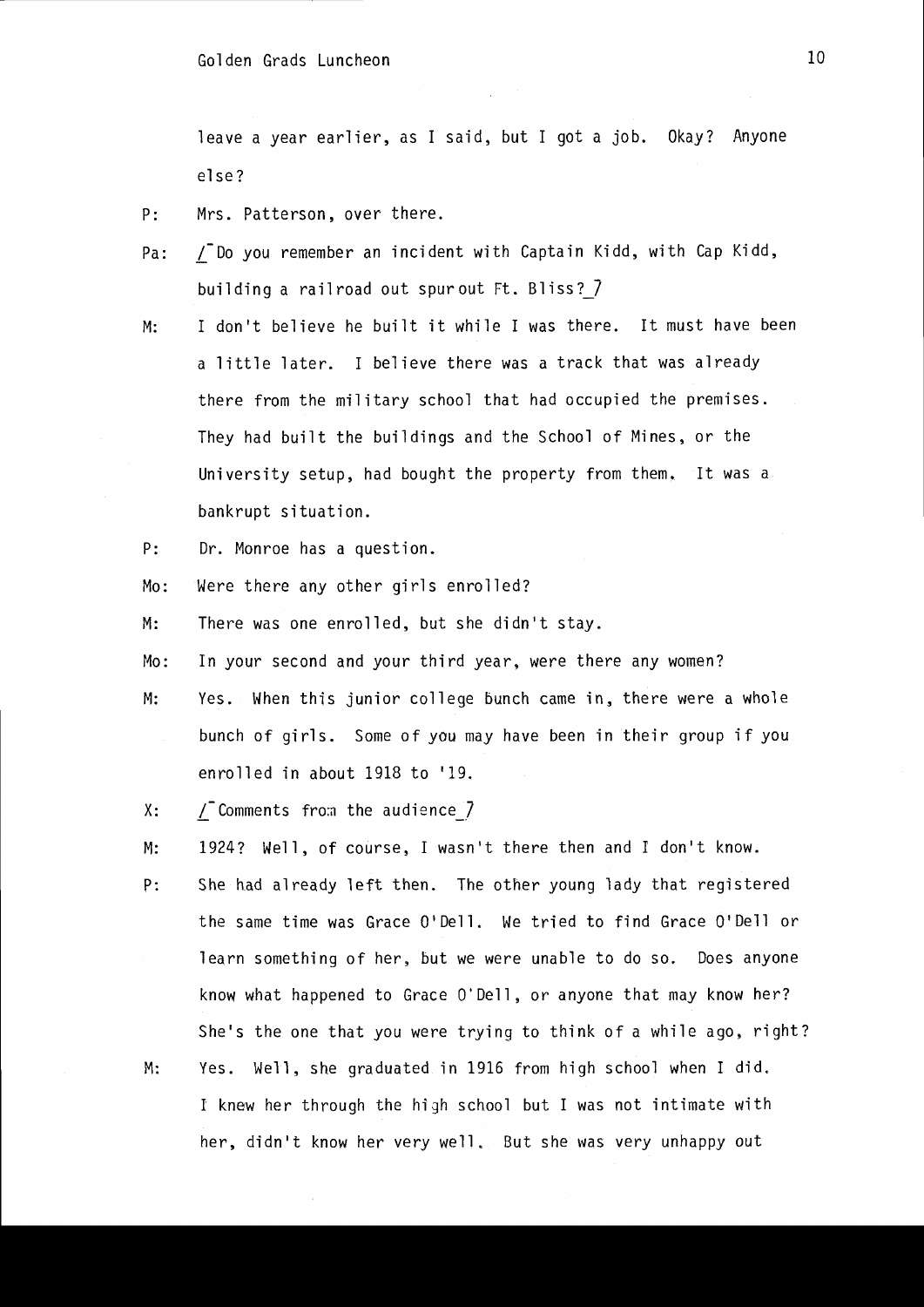leave a year earlier, as I said, but I got a job. Okay? Anyone else?

P: Mrs. Patterson, over there.

Pa: /‾Do you remember an incident with Captain Kidd, with Cap Kidd, building a railroad out spur out Ft. Bliss?_7

M: I don't believe he built it while I was there. It must have been a little later. I believe there was a track that was already there from the military school that had occupied the premises. They had built the buildings and the School of Mines, or the University setup, had bought the property from them. It was a bankrupt situation.

P: Dr. Monroe has a question.

Mo: Were there any other girls enrolled?

M: There was one enrolled, but she didn't stay.

Mo: In your second and your third year, were there any women?

M: Yes. When this junior college bunch came in, there were a whole bunch of girls. Some of you may have been in their group if you enrolled in about 1918 to '19.

X: /‾Comments from the audience_7

M: 1924? Well, of course, I wasn't there then and I don't know.

P: She had already left then. The other young lady that registered the same time was Grace O'Dell. We tried to find Grace O'Dell or learn something of her, but we were unable to do so. Does anyone know what happened to Grace O'Dell, or anyone that may know her? She's the one that you were trying to think of a while ago, right?

M: Yes. Well, she graduated in 1916 from high school when I did. I knew her through the high school but I was not intimate with her, didn't know her very well. But she was very unhappy out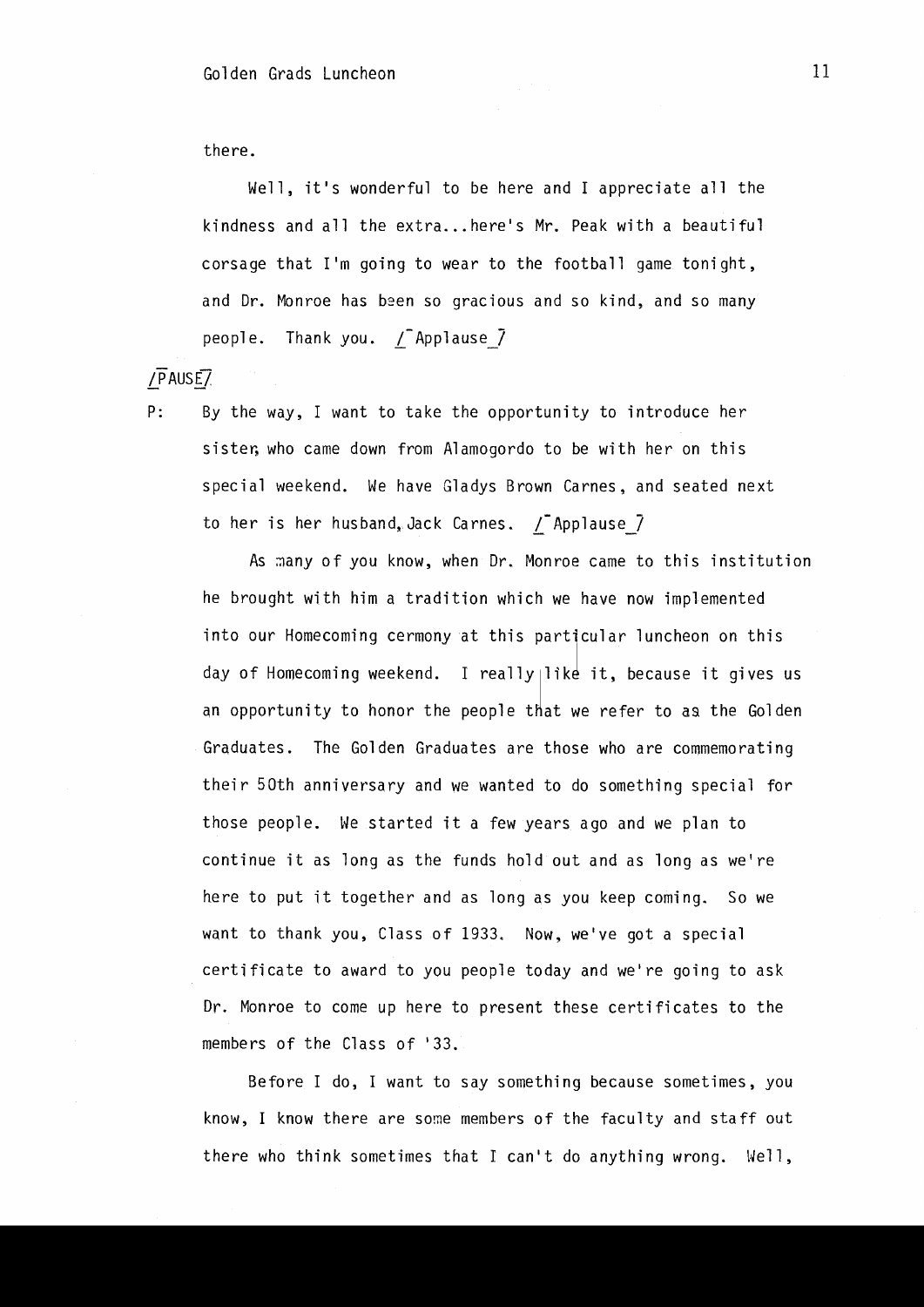there.

Well, it's wonderful to be here and I appreciate all the kindness and all the extra...here's Mr. Peak with a beautiful corsage that I'm going to wear to the football game tonight, and Dr. Monroe has been so gracious and so kind, and so many people. Thank you. /¯Applause_7

/PAUSE7

P: By the way, I want to take the opportunity to introduce her sister, who came down from Alamogordo to be with her on this special weekend. We have Gladys Brown Carnes, and seated next to her is her husband, Jack Carnes. /¯Applause_7

As many of you know, when Dr. Monroe came to this institution he brought with him a tradition which we have now implemented into our Homecoming cermony at this particular luncheon on this day of Homecoming weekend. I really like it, because it gives us an opportunity to honor the people that we refer to as the Golden Graduates. The Golden Graduates are those who are commemorating their 50th anniversary and we wanted to do something special for those people. We started it a few years ago and we plan to continue it as long as the funds hold out and as long as we're here to put it together and as long as you keep coming. So we want to thank you, Class of 1933. Now, we've got a special certificate to award to you people today and we're going to ask Dr. Monroe to come up here to present these certificates to the members of the Class of '33.

Before I do, I want to say something because sometimes, you know, I know there are some members of the faculty and staff out there who think sometimes that I can't do anything wrong. Well,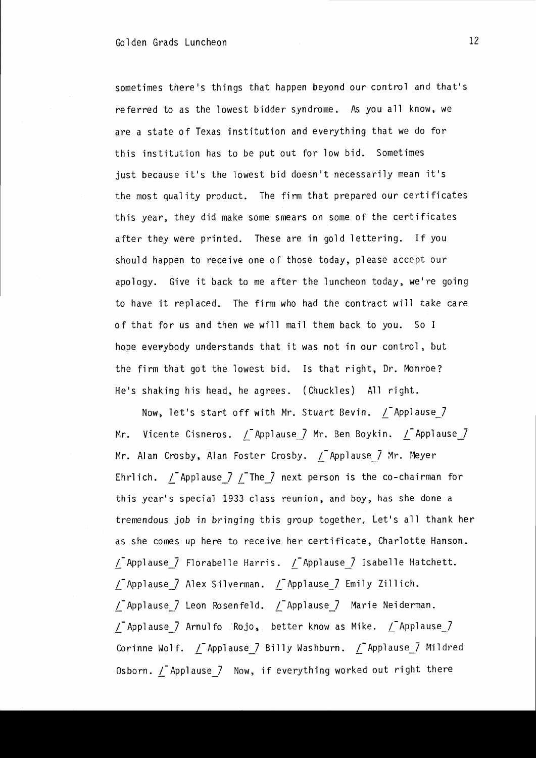sometimes there's things that happen beyond our control and that's referred to as the lowest bidder syndrome. As you all know, we are a state of Texas institution and everything that we do for this institution has to be put out for low bid. Sometimes just because it's the lowest bid doesn't necessarily mean it's the most quality product. The firm that prepared our certificates this year, they did make some smears on some of the certificates after they were printed. These are in gold lettering. If you should happen to receive one of those today, please accept our apology. Give it back to me after the luncheon today, we're going to have it replaced. The firm who had the contract will take care of that for us and then we will mail them back to you. So I hope everybody understands that it was not in our control, but the firm that got the lowest bid. Is that right, Dr. Monroe? He's shaking his head, he agrees. (Chuckles) All right.

Now, let's start off with Mr. Stuart Bevin. [Applause] Mr. Vicente Cisneros. [Applause] Mr. Ben Boykin. [Applause] Mr. Alan Crosby, Alan Foster Crosby. [Applause] Mr. Meyer Ehrlich. [Applause] [The] next person is the co-chairman for this year's special 1933 class reunion, and boy, has she done a tremendous job in bringing this group together. Let's all thank her as she comes up here to receive her certificate, Charlotte Hanson. [Applause] Florabelle Harris. [Applause] Isabelle Hatchett. [Applause] Alex Silverman. [Applause] Emily Zillich. [Applause] Leon Rosenfeld. [Applause] Marie Neiderman. [Applause] Arnulfo Rojo, better know as Mike. [Applause] Corinne Wolf. [Applause] Billy Washburn. [Applause] Mildred Osborn. [Applause] Now, if everything worked out right there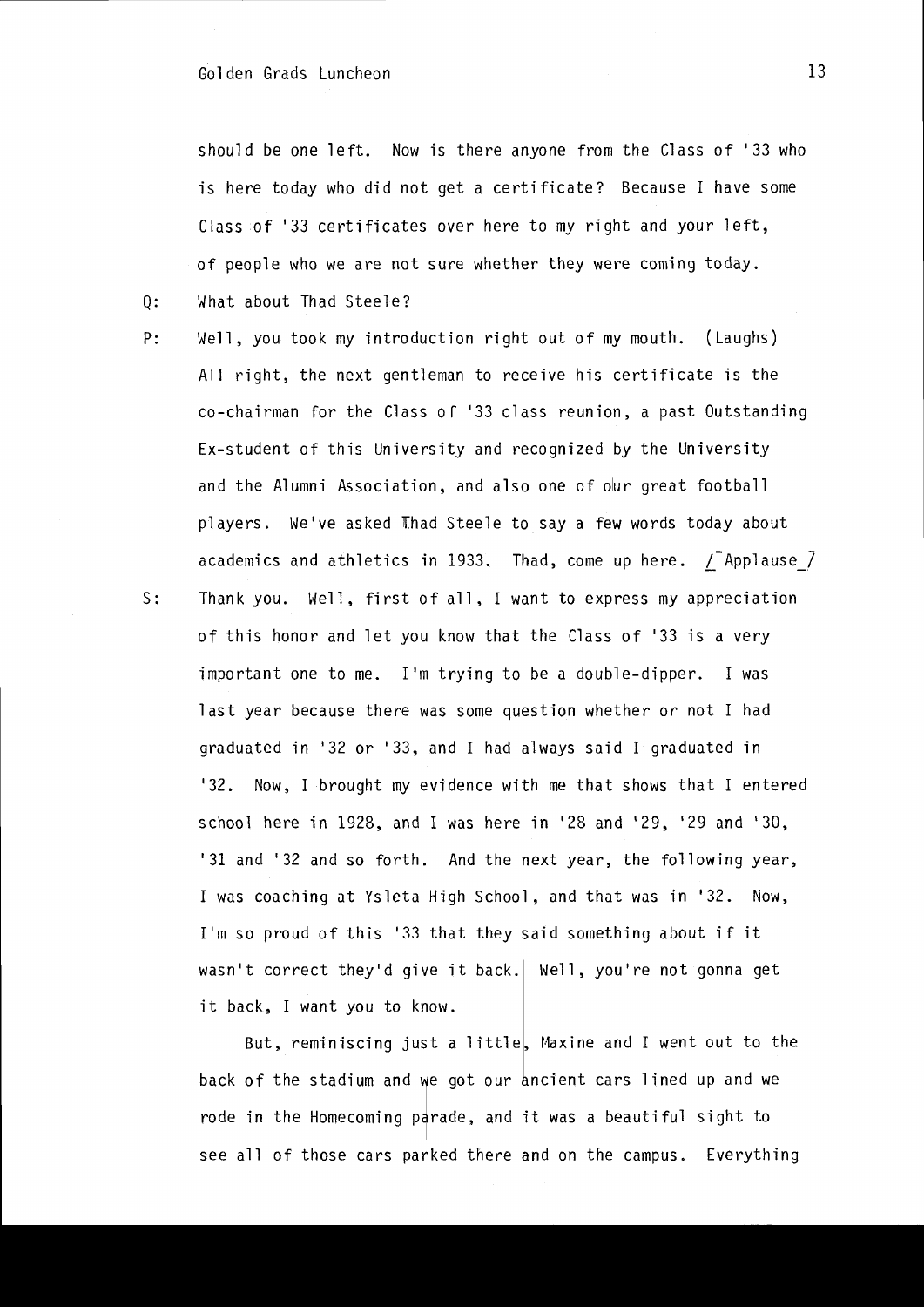should be one left. Now is there anyone from the Class of '33 who is here today who did not get a certificate? Because I have some Class of '33 certificates over here to my right and your left, of people who we are not sure whether they were coming today.

Q: What about Thad Steele?

P: Well, you took my introduction right out of my mouth. (Laughs) All right, the next gentleman to receive his certificate is the co-chairman for the Class of '33 class reunion, a past Outstanding Ex-student of this University and recognized by the University and the Alumni Association, and also one of our great football players. We've asked Thad Steele to say a few words today about academics and athletics in 1933. Thad, come up here. /¯Applause_7

S: Thank you. Well, first of all, I want to express my appreciation of this honor and let you know that the Class of '33 is a very important one to me. I'm trying to be a double-dipper. I was last year because there was some question whether or not I had graduated in '32 or '33, and I had always said I graduated in '32. Now, I brought my evidence with me that shows that I entered school here in 1928, and I was here in '28 and '29, '29 and '30, '31 and '32 and so forth. And the next year, the following year, I was coaching at Ysleta High School, and that was in '32. Now, I'm so proud of this '33 that they said something about if it wasn't correct they'd give it back. Well, you're not gonna get it back, I want you to know.

But, reminiscing just a little, Maxine and I went out to the back of the stadium and we got our ancient cars lined up and we rode in the Homecoming parade, and it was a beautiful sight to see all of those cars parked there and on the campus. Everything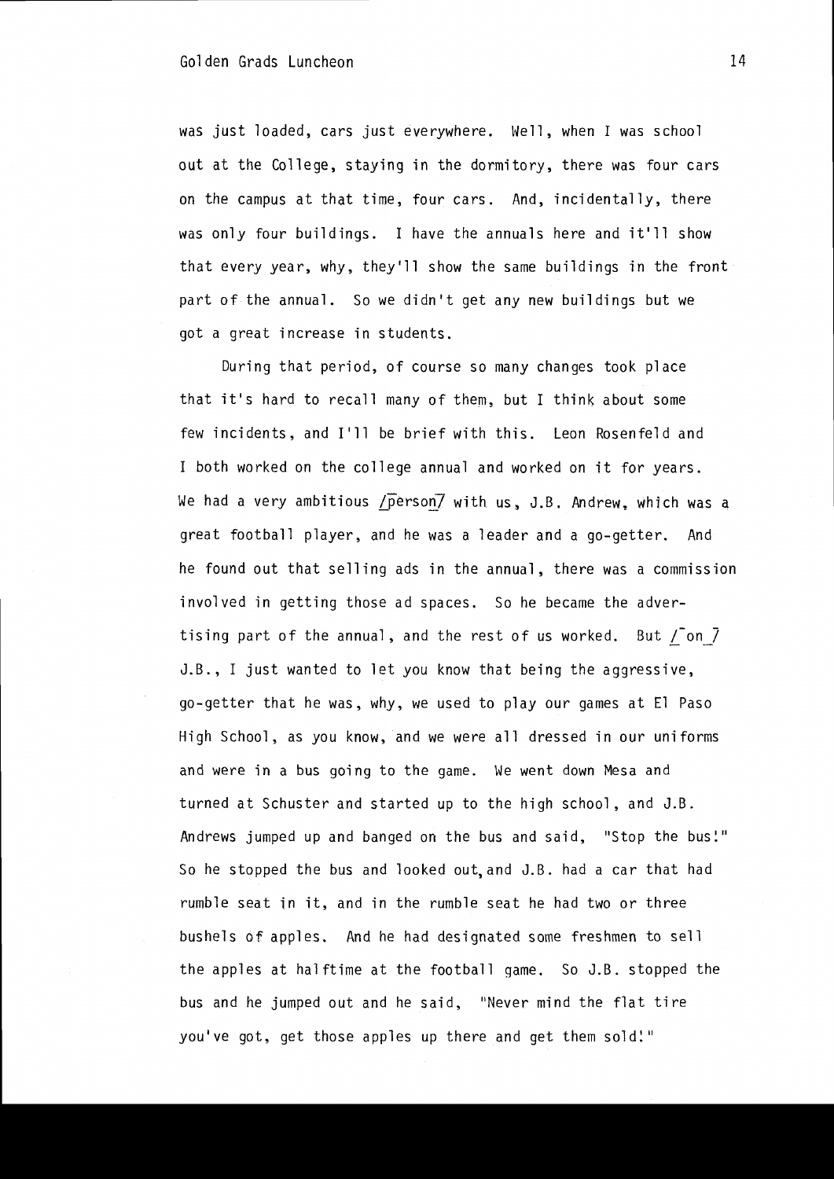was just loaded, cars just everywhere. Well, when I was school out at the College, staying in the dormitory, there was four cars on the campus at that time, four cars. And, incidentally, there was only four buildings. I have the annuals here and it'll show that every year, why, they'll show the same buildings in the front part of the annual. So we didn't get any new buildings but we got a great increase in students.

During that period, of course so many changes took place that it's hard to recall many of them, but I think about some few incidents, and I'll be brief with this. Leon Rosenfeld and I both worked on the college annual and worked on it for years. We had a very ambitious /person/ with us, J.B. Andrew, which was a great football player, and he was a leader and a go-getter. And he found out that selling ads in the annual, there was a commission involved in getting those ad spaces. So he became the advertising part of the annual, and the rest of us worked. But /on/ J.B., I just wanted to let you know that being the aggressive, go-getter that he was, why, we used to play our games at El Paso High School, as you know, and we were all dressed in our uniforms and were in a bus going to the game. We went down Mesa and turned at Schuster and started up to the high school, and J.B. Andrews jumped up and banged on the bus and said, "Stop the bus!" So he stopped the bus and looked out, and J.B. had a car that had rumble seat in it, and in the rumble seat he had two or three bushels of apples. And he had designated some freshmen to sell the apples at halftime at the football game. So J.B. stopped the bus and he jumped out and he said, "Never mind the flat tire you've got, get those apples up there and get them sold!"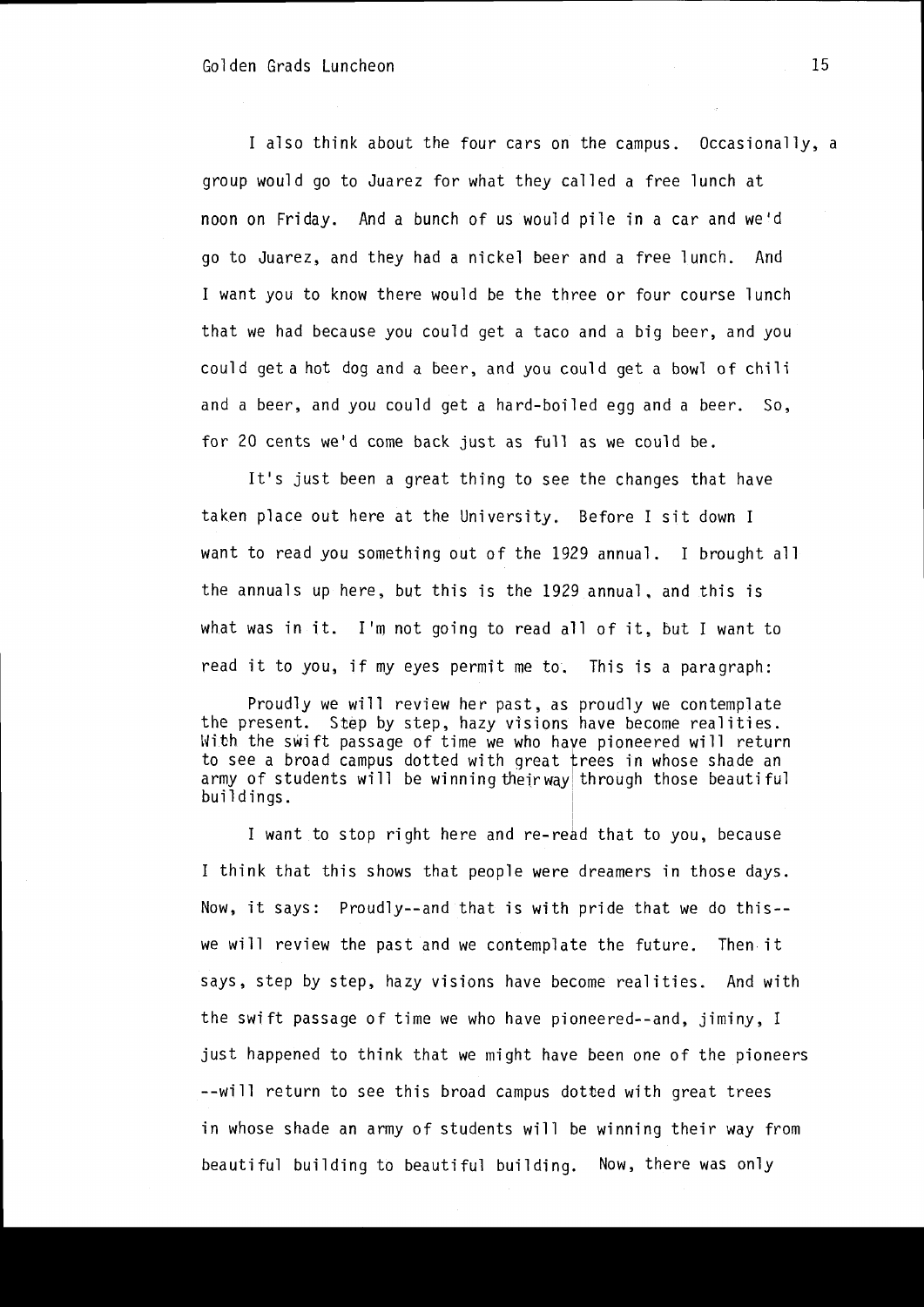I also think about the four cars on the campus. Occasionally, a group would go to Juarez for what they called a free lunch at noon on Friday. And a bunch of us would pile in a car and we'd go to Juarez, and they had a nickel beer and a free lunch. And I want you to know there would be the three or four course lunch that we had because you could get a taco and a big beer, and you could get a hot dog and a beer, and you could get a bowl of chili and a beer, and you could get a hard-boiled egg and a beer. So, for 20 cents we'd come back just as full as we could be.

It's just been a great thing to see the changes that have taken place out here at the University. Before I sit down I want to read you something out of the 1929 annual. I brought all the annuals up here, but this is the 1929 annual, and this is what was in it. I'm not going to read all of it, but I want to read it to you, if my eyes permit me to. This is a paragraph:

> Proudly we will review her past, as proudly we contemplate the present. Step by step, hazy visions have become realities. With the swift passage of time we who have pioneered will return to see a broad campus dotted with great trees in whose shade an army of students will be winning their way through those beautiful buildings.

I want to stop right here and re-read that to you, because I think that this shows that people were dreamers in those days. Now, it says: Proudly--and that is with pride that we do this--we will review the past and we contemplate the future. Then it says, step by step, hazy visions have become realities. And with the swift passage of time we who have pioneered--and, jiminy, I just happened to think that we might have been one of the pioneers --will return to see this broad campus dotted with great trees in whose shade an army of students will be winning their way from beautiful building to beautiful building. Now, there was only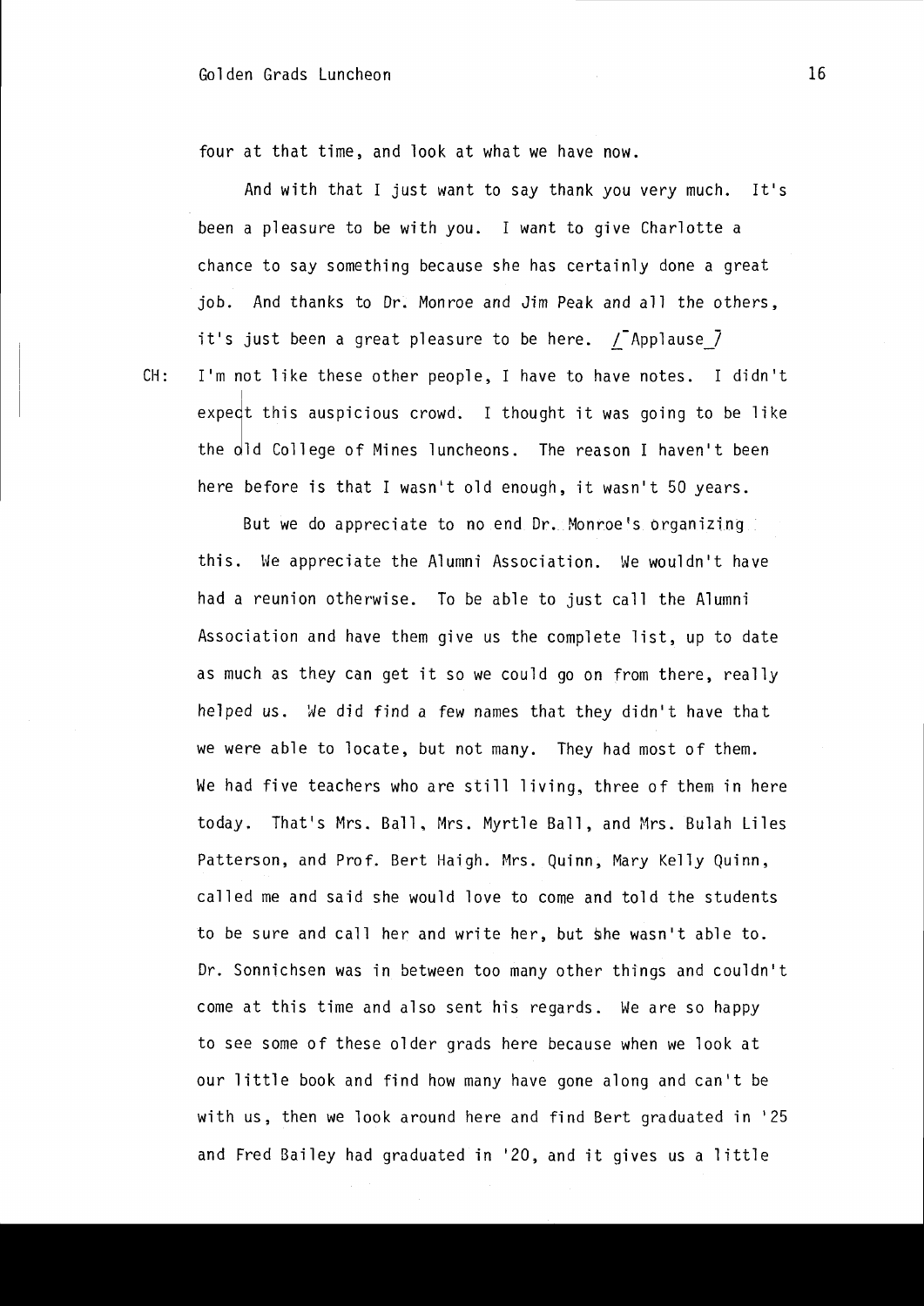four at that time, and look at what we have now.

And with that I just want to say thank you very much. It's been a pleasure to be with you. I want to give Charlotte a chance to say something because she has certainly done a great job. And thanks to Dr. Monroe and Jim Peak and all the others, it's just been a great pleasure to be here. /¯Applause_7

CH: I'm not like these other people, I have to have notes. I didn't expect this auspicious crowd. I thought it was going to be like the old College of Mines luncheons. The reason I haven't been here before is that I wasn't old enough, it wasn't 50 years.

But we do appreciate to no end Dr. Monroe's organizing this. We appreciate the Alumni Association. We wouldn't have had a reunion otherwise. To be able to just call the Alumni Association and have them give us the complete list, up to date as much as they can get it so we could go on from there, really helped us. We did find a few names that they didn't have that we were able to locate, but not many. They had most of them. We had five teachers who are still living, three of them in here today. That's Mrs. Ball, Mrs. Myrtle Ball, and Mrs. Bulah Liles Patterson, and Prof. Bert Haigh. Mrs. Quinn, Mary Kelly Quinn, called me and said she would love to come and told the students to be sure and call her and write her, but she wasn't able to. Dr. Sonnichsen was in between too many other things and couldn't come at this time and also sent his regards. We are so happy to see some of these older grads here because when we look at our little book and find how many have gone along and can't be with us, then we look around here and find Bert graduated in '25 and Fred Bailey had graduated in '20, and it gives us a little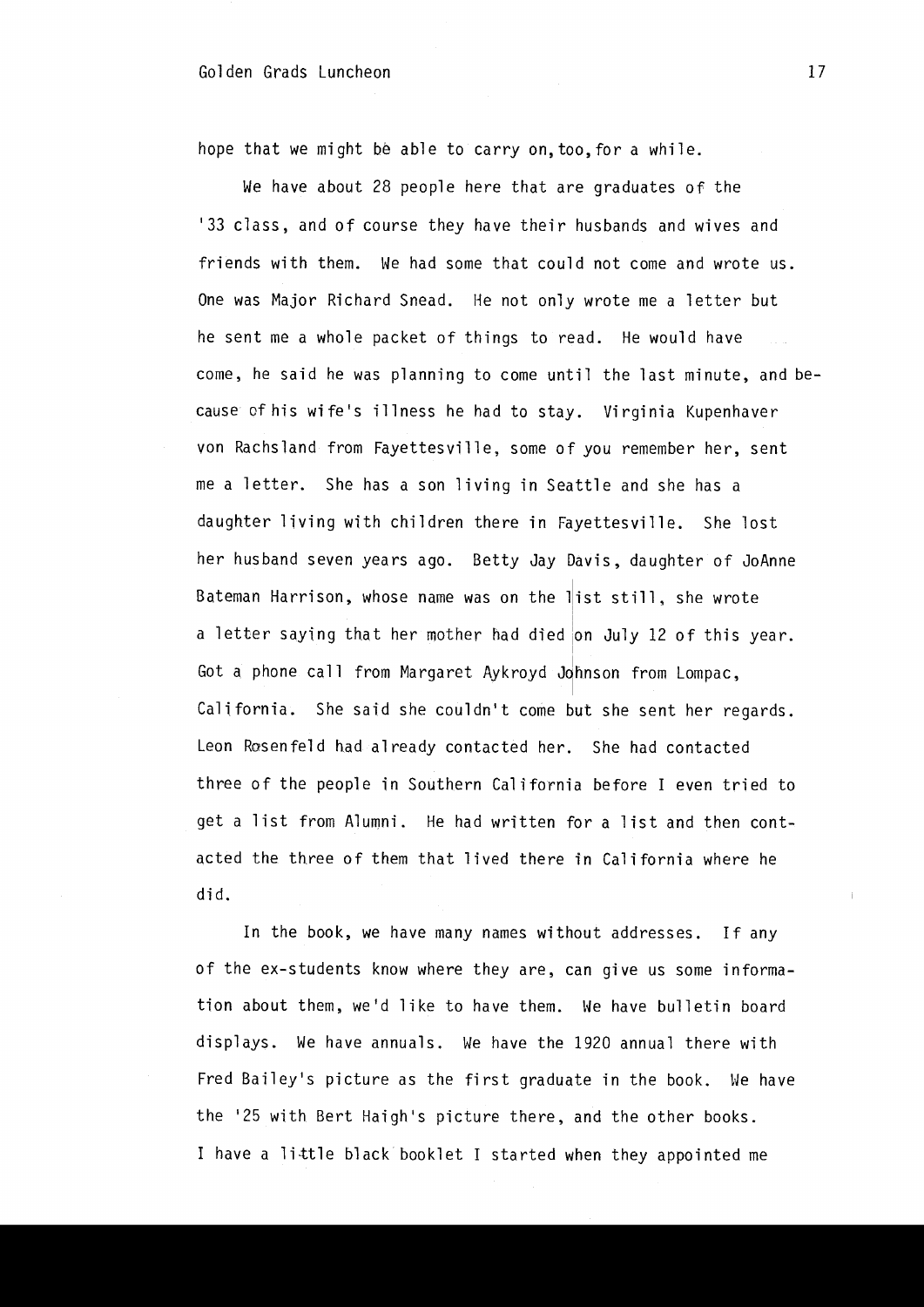hope that we might be able to carry on, too, for a while.

We have about 28 people here that are graduates of the '33 class, and of course they have their husbands and wives and friends with them. We had some that could not come and wrote us. One was Major Richard Snead. He not only wrote me a letter but he sent me a whole packet of things to read. He would have come, he said he was planning to come until the last minute, and because of his wife's illness he had to stay. Virginia Kupenhaver von Rachsland from Fayettesville, some of you remember her, sent me a letter. She has a son living in Seattle and she has a daughter living with children there in Fayettesville. She lost her husband seven years ago. Betty Jay Davis, daughter of JoAnne Bateman Harrison, whose name was on the list still, she wrote a letter saying that her mother had died on July 12 of this year. Got a phone call from Margaret Aykroyd Johnson from Lompac, California. She said she couldn't come but she sent her regards. Leon Rosenfeld had already contacted her. She had contacted three of the people in Southern California before I even tried to get a list from Alumni. He had written for a list and then contacted the three of them that lived there in California where he did.

In the book, we have many names without addresses. If any of the ex-students know where they are, can give us some information about them, we'd like to have them. We have bulletin board displays. We have annuals. We have the 1920 annual there with Fred Bailey's picture as the first graduate in the book. We have the '25 with Bert Haigh's picture there, and the other books. I have a little black booklet I started when they appointed me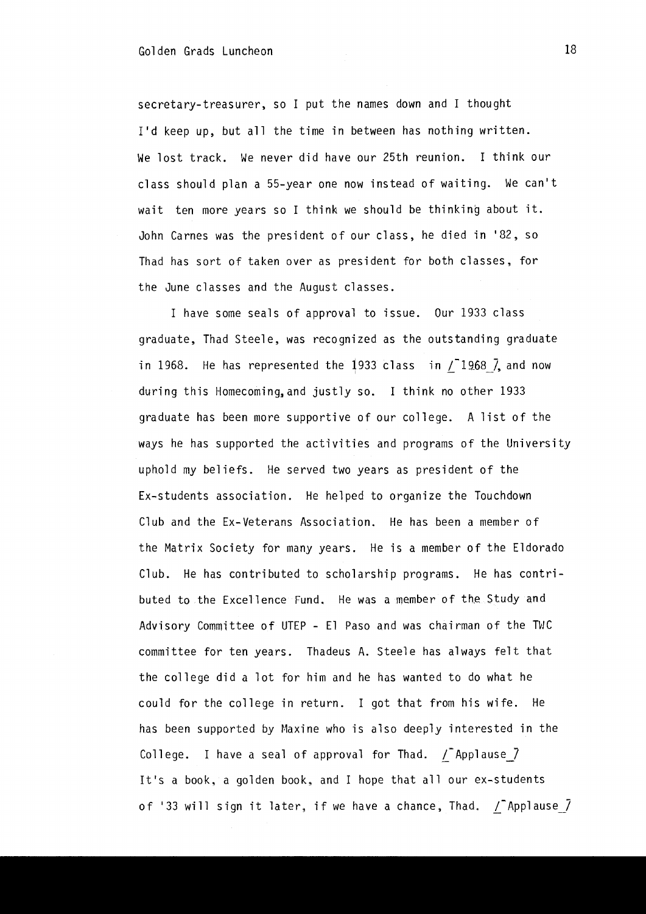secretary-treasurer, so I put the names down and I thought I'd keep up, but all the time in between has nothing written. We lost track. We never did have our 25th reunion. I think our class should plan a 55-year one now instead of waiting. We can't wait ten more years so I think we should be thinking about it. John Carnes was the president of our class, he died in '82, so Thad has sort of taken over as president for both classes, for the June classes and the August classes.

I have some seals of approval to issue. Our 1933 class graduate, Thad Steele, was recognized as the outstanding graduate in 1968. He has represented the 1933 class in /¯1968_7, and now during this Homecoming, and justly so. I think no other 1933 graduate has been more supportive of our college. A list of the ways he has supported the activities and programs of the University uphold my beliefs. He served two years as president of the Ex-students association. He helped to organize the Touchdown Club and the Ex-Veterans Association. He has been a member of the Matrix Society for many years. He is a member of the Eldorado Club. He has contributed to scholarship programs. He has contributed to the Excellence Fund. He was a member of the Study and Advisory Committee of UTEP - El Paso and was chairman of the TWC committee for ten years. Thadeus A. Steele has always felt that the college did a lot for him and he has wanted to do what he could for the college in return. I got that from his wife. He has been supported by Maxine who is also deeply interested in the College. I have a seal of approval for Thad. /¯Applause_7 It's a book, a golden book, and I hope that all our ex-students of '33 will sign it later, if we have a chance, Thad. /¯Applause_7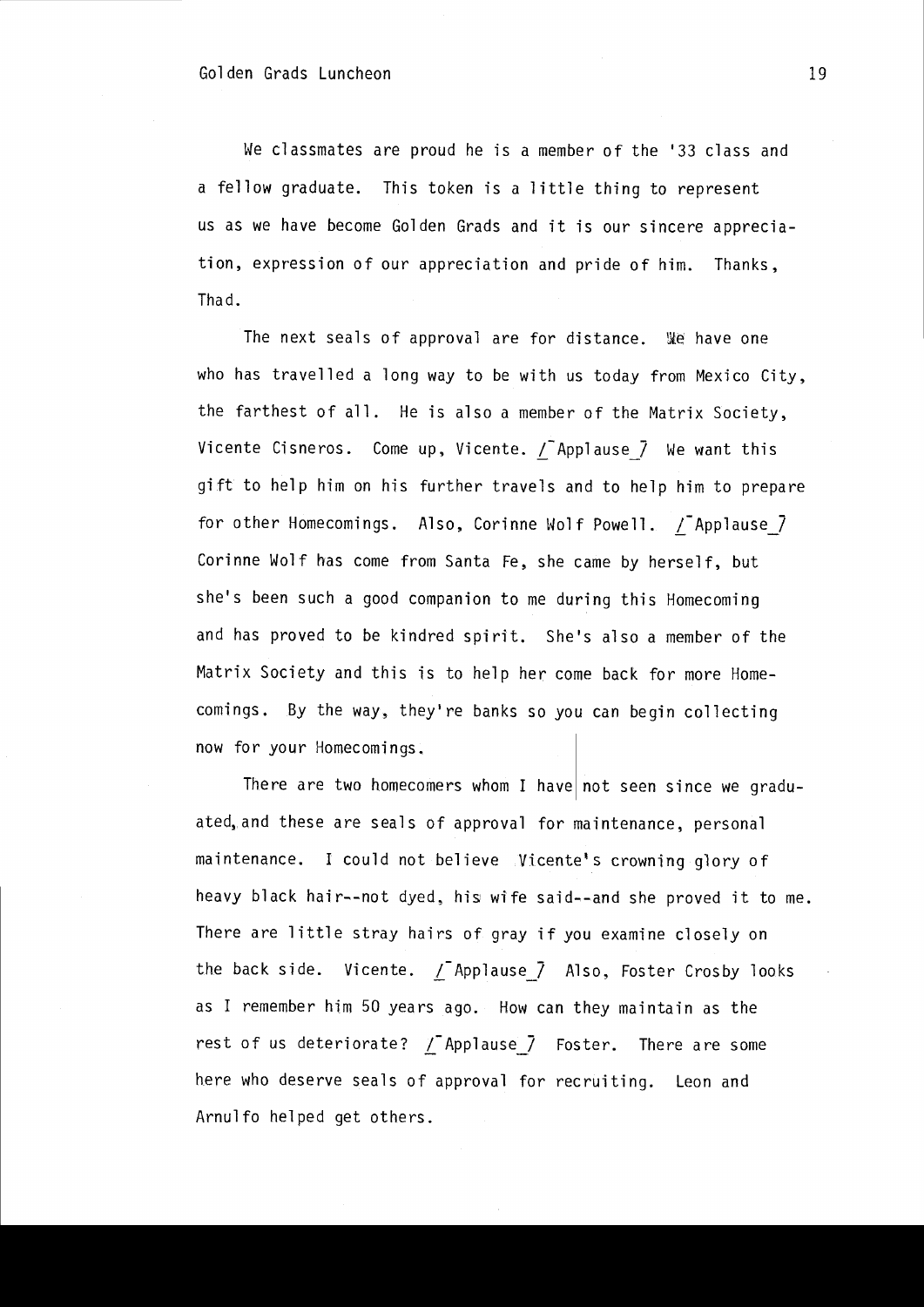We classmates are proud he is a member of the '33 class and a fellow graduate. This token is a little thing to represent us as we have become Golden Grads and it is our sincere appreciation, expression of our appreciation and pride of him. Thanks, Thad.

The next seals of approval are for distance. We have one who has travelled a long way to be with us today from Mexico City, the farthest of all. He is also a member of the Matrix Society, Vicente Cisneros. Come up, Vicente. /_Applause_/ We want this gift to help him on his further travels and to help him to prepare for other Homecomings. Also, Corinne Wolf Powell. /_Applause_/ Corinne Wolf has come from Santa Fe, she came by herself, but she's been such a good companion to me during this Homecoming and has proved to be kindred spirit. She's also a member of the Matrix Society and this is to help her come back for more Homecomings. By the way, they're banks so you can begin collecting now for your Homecomings.

There are two homecomers whom I have not seen since we graduated, and these are seals of approval for maintenance, personal maintenance. I could not believe Vicente's crowning glory of heavy black hair--not dyed, his wife said--and she proved it to me. There are little stray hairs of gray if you examine closely on the back side. Vicente. /_Applause_/ Also, Foster Crosby looks as I remember him 50 years ago. How can they maintain as the rest of us deteriorate? /_Applause_/ Foster. There are some here who deserve seals of approval for recruiting. Leon and Arnulfo helped get others.